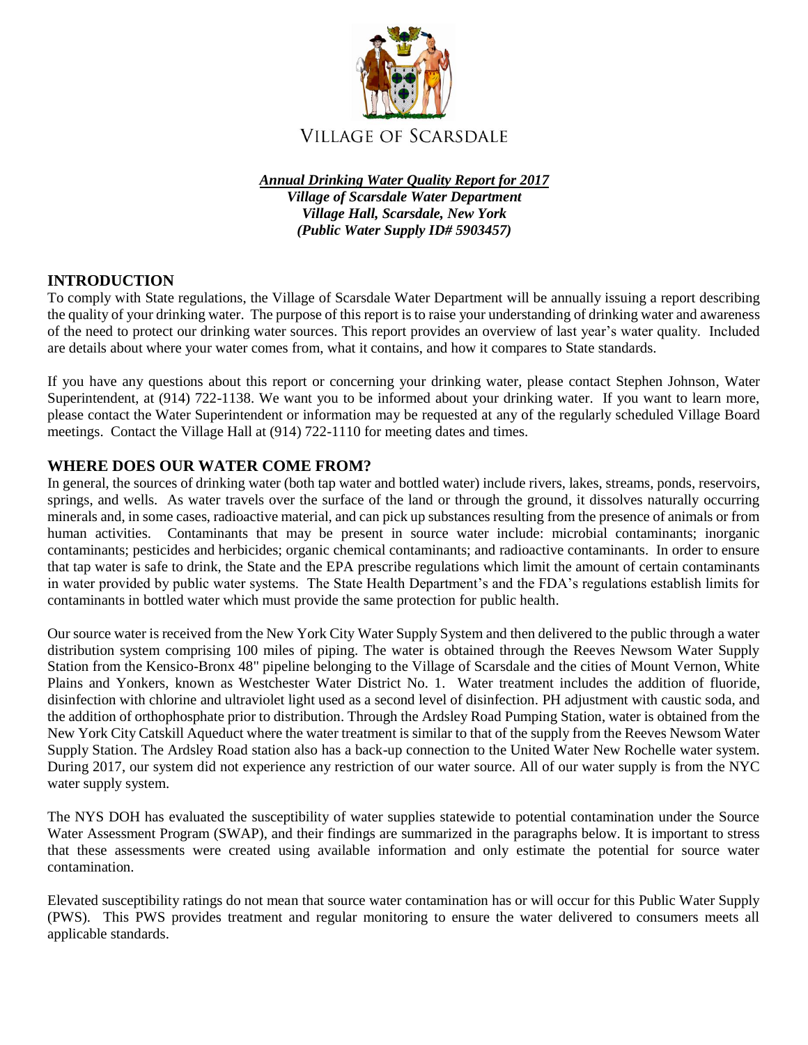VILLAGE OF SCARSDALE

***Annual Drinking Water Quality Report for 2017***
***Village of Scarsdale Water Department***
***Village Hall, Scarsdale, New York***
***(Public Water Supply ID# 5903457)***

## INTRODUCTION

To comply with State regulations, the Village of Scarsdale Water Department will be annually issuing a report describing the quality of your drinking water. The purpose of this report is to raise your understanding of drinking water and awareness of the need to protect our drinking water sources. This report provides an overview of last year's water quality. Included are details about where your water comes from, what it contains, and how it compares to State standards.

If you have any questions about this report or concerning your drinking water, please contact Stephen Johnson, Water Superintendent, at (914) 722-1138. We want you to be informed about your drinking water. If you want to learn more, please contact the Water Superintendent or information may be requested at any of the regularly scheduled Village Board meetings. Contact the Village Hall at (914) 722-1110 for meeting dates and times.

## WHERE DOES OUR WATER COME FROM?

In general, the sources of drinking water (both tap water and bottled water) include rivers, lakes, streams, ponds, reservoirs, springs, and wells. As water travels over the surface of the land or through the ground, it dissolves naturally occurring minerals and, in some cases, radioactive material, and can pick up substances resulting from the presence of animals or from human activities. Contaminants that may be present in source water include: microbial contaminants; inorganic contaminants; pesticides and herbicides; organic chemical contaminants; and radioactive contaminants. In order to ensure that tap water is safe to drink, the State and the EPA prescribe regulations which limit the amount of certain contaminants in water provided by public water systems. The State Health Department's and the FDA's regulations establish limits for contaminants in bottled water which must provide the same protection for public health.

Our source water is received from the New York City Water Supply System and then delivered to the public through a water distribution system comprising 100 miles of piping. The water is obtained through the Reeves Newsom Water Supply Station from the Kensico-Bronx 48" pipeline belonging to the Village of Scarsdale and the cities of Mount Vernon, White Plains and Yonkers, known as Westchester Water District No. 1. Water treatment includes the addition of fluoride, disinfection with chlorine and ultraviolet light used as a second level of disinfection. PH adjustment with caustic soda, and the addition of orthophosphate prior to distribution. Through the Ardsley Road Pumping Station, water is obtained from the New York City Catskill Aqueduct where the water treatment is similar to that of the supply from the Reeves Newsom Water Supply Station. The Ardsley Road station also has a back-up connection to the United Water New Rochelle water system. During 2017, our system did not experience any restriction of our water source. All of our water supply is from the NYC water supply system.

The NYS DOH has evaluated the susceptibility of water supplies statewide to potential contamination under the Source Water Assessment Program (SWAP), and their findings are summarized in the paragraphs below. It is important to stress that these assessments were created using available information and only estimate the potential for source water contamination.

Elevated susceptibility ratings do not mean that source water contamination has or will occur for this Public Water Supply (PWS). This PWS provides treatment and regular monitoring to ensure the water delivered to consumers meets all applicable standards.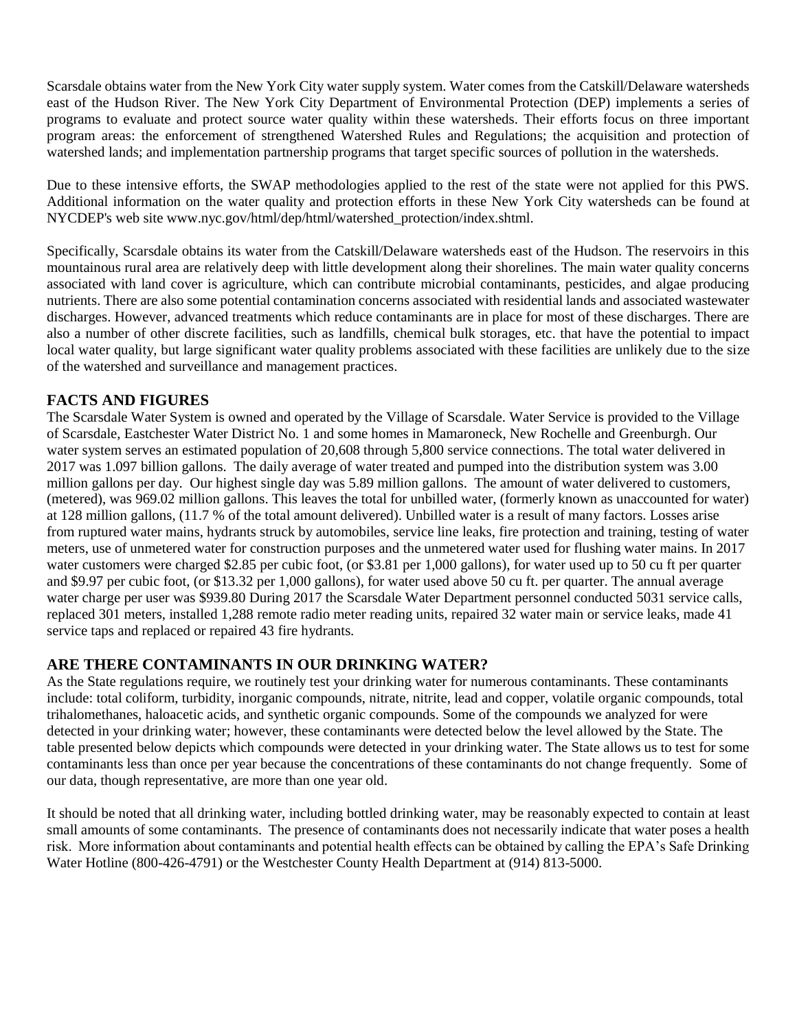Scarsdale obtains water from the New York City water supply system. Water comes from the Catskill/Delaware watersheds east of the Hudson River. The New York City Department of Environmental Protection (DEP) implements a series of programs to evaluate and protect source water quality within these watersheds. Their efforts focus on three important program areas: the enforcement of strengthened Watershed Rules and Regulations; the acquisition and protection of watershed lands; and implementation partnership programs that target specific sources of pollution in the watersheds.

Due to these intensive efforts, the SWAP methodologies applied to the rest of the state were not applied for this PWS. Additional information on the water quality and protection efforts in these New York City watersheds can be found at NYCDEP's web site www.nyc.gov/html/dep/html/watershed_protection/index.shtml.

Specifically, Scarsdale obtains its water from the Catskill/Delaware watersheds east of the Hudson. The reservoirs in this mountainous rural area are relatively deep with little development along their shorelines. The main water quality concerns associated with land cover is agriculture, which can contribute microbial contaminants, pesticides, and algae producing nutrients. There are also some potential contamination concerns associated with residential lands and associated wastewater discharges. However, advanced treatments which reduce contaminants are in place for most of these discharges. There are also a number of other discrete facilities, such as landfills, chemical bulk storages, etc. that have the potential to impact local water quality, but large significant water quality problems associated with these facilities are unlikely due to the size of the watershed and surveillance and management practices.

## FACTS AND FIGURES

The Scarsdale Water System is owned and operated by the Village of Scarsdale. Water Service is provided to the Village of Scarsdale, Eastchester Water District No. 1 and some homes in Mamaroneck, New Rochelle and Greenburgh. Our water system serves an estimated population of 20,608 through 5,800 service connections. The total water delivered in 2017 was 1.097 billion gallons. The daily average of water treated and pumped into the distribution system was 3.00 million gallons per day. Our highest single day was 5.89 million gallons. The amount of water delivered to customers, (metered), was 969.02 million gallons. This leaves the total for unbilled water, (formerly known as unaccounted for water) at 128 million gallons, (11.7 % of the total amount delivered). Unbilled water is a result of many factors. Losses arise from ruptured water mains, hydrants struck by automobiles, service line leaks, fire protection and training, testing of water meters, use of unmetered water for construction purposes and the unmetered water used for flushing water mains. In 2017 water customers were charged $2.85 per cubic foot, (or $3.81 per 1,000 gallons), for water used up to 50 cu ft per quarter and $9.97 per cubic foot, (or $13.32 per 1,000 gallons), for water used above 50 cu ft. per quarter. The annual average water charge per user was $939.80 During 2017 the Scarsdale Water Department personnel conducted 5031 service calls, replaced 301 meters, installed 1,288 remote radio meter reading units, repaired 32 water main or service leaks, made 41 service taps and replaced or repaired 43 fire hydrants.

## ARE THERE CONTAMINANTS IN OUR DRINKING WATER?

As the State regulations require, we routinely test your drinking water for numerous contaminants. These contaminants include: total coliform, turbidity, inorganic compounds, nitrate, nitrite, lead and copper, volatile organic compounds, total trihalomethanes, haloacetic acids, and synthetic organic compounds. Some of the compounds we analyzed for were detected in your drinking water; however, these contaminants were detected below the level allowed by the State. The table presented below depicts which compounds were detected in your drinking water. The State allows us to test for some contaminants less than once per year because the concentrations of these contaminants do not change frequently. Some of our data, though representative, are more than one year old.

It should be noted that all drinking water, including bottled drinking water, may be reasonably expected to contain at least small amounts of some contaminants. The presence of contaminants does not necessarily indicate that water poses a health risk. More information about contaminants and potential health effects can be obtained by calling the EPA's Safe Drinking Water Hotline (800-426-4791) or the Westchester County Health Department at (914) 813-5000.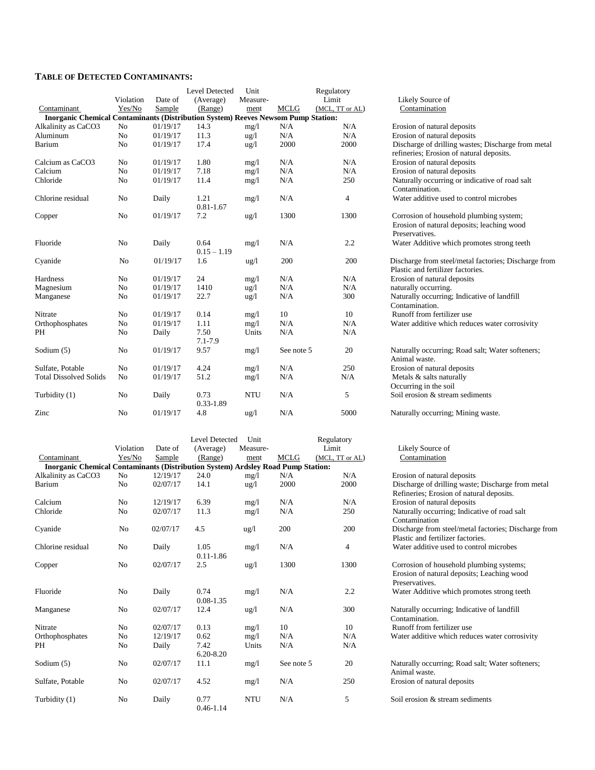**TABLE OF DETECTED CONTAMINANTS:**

| Contaminant | Violation Yes/No | Date of Sample | Level Detected (Average) (Range) | Unit Measure-ment | MCLG | Regulatory Limit (MCL, TT or AL) | Likely Source of Contamination |
|---|---|---|---|---|---|---|---|
| **Inorganic Chemical Contaminants (Distribution System) Reeves Newsom Pump Station:** | | | | | | | |
| Alkalinity as CaCO3 | No | 01/19/17 | 14.3 | mg/l | N/A | N/A | Erosion of natural deposits |
| Aluminum | No | 01/19/17 | 11.3 | ug/l | N/A | N/A | Erosion of natural deposits |
| Barium | No | 01/19/17 | 17.4 | ug/l | 2000 | 2000 | Discharge of drilling wastes; Discharge from metal refineries; Erosion of natural deposits. |
| Calcium as CaCO3 | No | 01/19/17 | 1.80 | mg/l | N/A | N/A | Erosion of natural deposits |
| Calcium | No | 01/19/17 | 7.18 | mg/l | N/A | N/A | Erosion of natural deposits |
| Chloride | No | 01/19/17 | 11.4 | mg/l | N/A | 250 | Naturally occurring or indicative of road salt Contamination. |
| Chlorine residual | No | Daily | 1.21<br>0.81-1.67 | mg/l | N/A | 4 | Water additive used to control microbes |
| Copper | No | 01/19/17 | 7.2 | ug/l | 1300 | 1300 | Corrosion of household plumbing system; Erosion of natural deposits; leaching wood Preservatives. |
| Fluoride | No | Daily | 0.64<br>0.15 – 1.19 | mg/l | N/A | 2.2 | Water Additive which promotes strong teeth |
| Cyanide | No | 01/19/17 | 1.6 | ug/l | 200 | 200 | Discharge from steel/metal factories; Discharge from Plastic and fertilizer factories. |
| Hardness | No | 01/19/17 | 24 | mg/l | N/A | N/A | Erosion of natural deposits |
| Magnesium | No | 01/19/17 | 1410 | ug/l | N/A | N/A | naturally occurring. |
| Manganese | No | 01/19/17 | 22.7 | ug/l | N/A | 300 | Naturally occurring; Indicative of landfill Contamination. |
| Nitrate | No | 01/19/17 | 0.14 | mg/l | 10 | 10 | Runoff from fertilizer use |
| Orthophosphates | No | 01/19/17 | 1.11 | mg/l | N/A | N/A | Water additive which reduces water corrosivity |
| PH | No | Daily | 7.50<br>7.1-7.9 | Units | N/A | N/A | |
| Sodium (5) | No | 01/19/17 | 9.57 | mg/l | See note 5 | 20 | Naturally occurring; Road salt; Water softeners; Animal waste. |
| Sulfate, Potable | No | 01/19/17 | 4.24 | mg/l | N/A | 250 | Erosion of natural deposits |
| Total Dissolved Solids | No | 01/19/17 | 51.2 | mg/l | N/A | N/A | Metals & salts naturally Occurring in the soil |
| Turbidity (1) | No | Daily | 0.73<br>0.33-1.89 | NTU | N/A | 5 | Soil erosion & stream sediments |
| Zinc | No | 01/19/17 | 4.8 | ug/l | N/A | 5000 | Naturally occurring; Mining waste. |

| Contaminant | Violation Yes/No | Date of Sample | Level Detected (Average) (Range) | Unit Measure-ment | MCLG | Regulatory Limit (MCL, TT or AL) | Likely Source of Contamination |
|---|---|---|---|---|---|---|---|
| **Inorganic Chemical Contaminants (Distribution System) Ardsley Road Pump Station:** | | | | | | | |
| Alkalinity as CaCO3 | No | 12/19/17 | 24.0 | mg/l | N/A | N/A | Erosion of natural deposits |
| Barium | No | 02/07/17 | 14.1 | ug/l | 2000 | 2000 | Discharge of drilling waste; Discharge from metal Refineries; Erosion of natural deposits. |
| Calcium | No | 12/19/17 | 6.39 | mg/l | N/A | N/A | Erosion of natural deposits |
| Chloride | No | 02/07/17 | 11.3 | mg/l | N/A | 250 | Naturally occurring; Indicative of road salt Contamination |
| Cyanide | No | 02/07/17 | 4.5 | ug/l | 200 | 200 | Discharge from steel/metal factories; Discharge from Plastic and fertilizer factories. |
| Chlorine residual | No | Daily | 1.05<br>0.11-1.86 | mg/l | N/A | 4 | Water additive used to control microbes |
| Copper | No | 02/07/17 | 2.5 | ug/l | 1300 | 1300 | Corrosion of household plumbing systems; Erosion of natural deposits; Leaching wood Preservatives. |
| Fluoride | No | Daily | 0.74<br>0.08-1.35 | mg/l | N/A | 2.2 | Water Additive which promotes strong teeth |
| Manganese | No | 02/07/17 | 12.4 | ug/l | N/A | 300 | Naturally occurring; Indicative of landfill Contamination. |
| Nitrate | No | 02/07/17 | 0.13 | mg/l | 10 | 10 | Runoff from fertilizer use |
| Orthophosphates | No | 12/19/17 | 0.62 | mg/l | N/A | N/A | Water additive which reduces water corrosivity |
| PH | No | Daily | 7.42<br>6.20-8.20 | Units | N/A | N/A | |
| Sodium (5) | No | 02/07/17 | 11.1 | mg/l | See note 5 | 20 | Naturally occurring; Road salt; Water softeners; Animal waste. |
| Sulfate, Potable | No | 02/07/17 | 4.52 | mg/l | N/A | 250 | Erosion of natural deposits |
| Turbidity (1) | No | Daily | 0.77<br>0.46-1.14 | NTU | N/A | 5 | Soil erosion & stream sediments |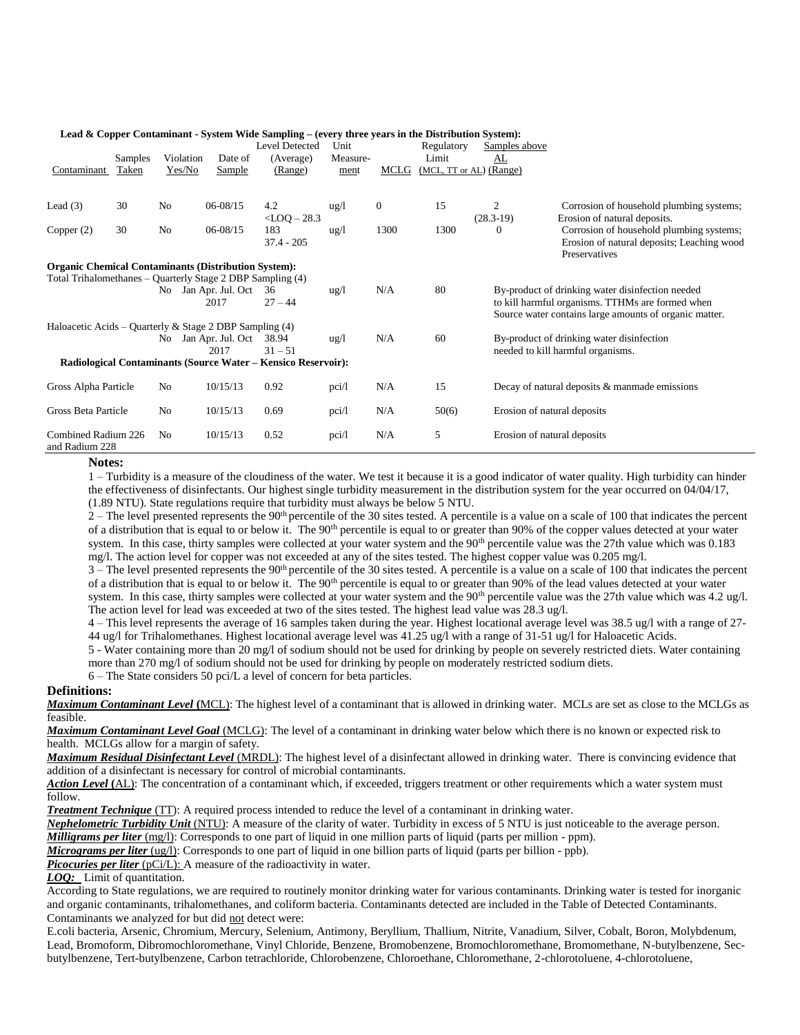**Lead & Copper Contaminant - System Wide Sampling – (every three years in the Distribution System):**

| Contaminant | Samples Taken | Violation Yes/No | Date of Sample | Level Detected (Average) (Range) | Unit Measure-ment | MCLG | Regulatory Limit (MCL, TT or AL) | Samples above AL (Range) | |
|---|---|---|---|---|---|---|---|---|---|
| Lead (3) | 30 | No | 06-08/15 | 4.2 <LOQ – 28.3 | ug/l | 0 | 15 | 2 (28.3-19) | Corrosion of household plumbing systems; Erosion of natural deposits. |
| Copper (2) | 30 | No | 06-08/15 | 183 37.4 - 205 | ug/l | 1300 | 1300 | 0 | Corrosion of household plumbing systems; Erosion of natural deposits; Leaching wood Preservatives |
| **Organic Chemical Contaminants (Distribution System):** | | | | | | | | | |
| Total Trihalomethanes – Quarterly Stage 2 DBP Sampling (4) | | | | | | | | | |
| | | No | Jan Apr. Jul. Oct 2017 | 36 27 – 44 | ug/l | N/A | 80 | | By-product of drinking water disinfection needed to kill harmful organisms. TTHMs are formed when Source water contains large amounts of organic matter. |
| Haloacetic Acids – Quarterly & Stage 2 DBP Sampling (4) | | | | | | | | | |
| | | No | Jan Apr. Jul. Oct 2017 | 38.94 31 – 51 | ug/l | N/A | 60 | | By-product of drinking water disinfection needed to kill harmful organisms. |
| **Radiological Contaminants (Source Water – Kensico Reservoir):** | | | | | | | | | |
| Gross Alpha Particle | | No | 10/15/13 | 0.92 | pci/l | N/A | 15 | | Decay of natural deposits & manmade emissions |
| Gross Beta Particle | | No | 10/15/13 | 0.69 | pci/l | N/A | 50(6) | | Erosion of natural deposits |
| Combined Radium 226 and Radium 228 | | No | 10/15/13 | 0.52 | pci/l | N/A | 5 | | Erosion of natural deposits |

**Notes:**

1 – Turbidity is a measure of the cloudiness of the water. We test it because it is a good indicator of water quality. High turbidity can hinder the effectiveness of disinfectants. Our highest single turbidity measurement in the distribution system for the year occurred on 04/04/17, (1.89 NTU). State regulations require that turbidity must always be below 5 NTU.

2 – The level presented represents the 90th percentile of the 30 sites tested. A percentile is a value on a scale of 100 that indicates the percent of a distribution that is equal to or below it. The 90th percentile is equal to or greater than 90% of the copper values detected at your water system. In this case, thirty samples were collected at your water system and the 90th percentile value was the 27th value which was 0.183 mg/l. The action level for copper was not exceeded at any of the sites tested. The highest copper value was 0.205 mg/l.

3 – The level presented represents the 90th percentile of the 30 sites tested. A percentile is a value on a scale of 100 that indicates the percent of a distribution that is equal to or below it. The 90th percentile is equal to or greater than 90% of the lead values detected at your water system. In this case, thirty samples were collected at your water system and the 90th percentile value was the 27th value which was 4.2 ug/l. The action level for lead was exceeded at two of the sites tested. The highest lead value was 28.3 ug/l.

4 – This level represents the average of 16 samples taken during the year. Highest locational average level was 38.5 ug/l with a range of 27-44 ug/l for Trihalomethanes. Highest locational average level was 41.25 ug/l with a range of 31-51 ug/l for Haloacetic Acids.

5 - Water containing more than 20 mg/l of sodium should not be used for drinking by people on severely restricted diets. Water containing more than 270 mg/l of sodium should not be used for drinking by people on moderately restricted sodium diets.

6 – The State considers 50 pci/L a level of concern for beta particles.

**Definitions:**

***Maximum Contaminant Level*** **(**MCL): The highest level of a contaminant that is allowed in drinking water. MCLs are set as close to the MCLGs as feasible.

***Maximum Contaminant Level Goal*** (MCLG): The level of a contaminant in drinking water below which there is no known or expected risk to health. MCLGs allow for a margin of safety.

***Maximum Residual Disinfectant Level*** (MRDL): The highest level of a disinfectant allowed in drinking water. There is convincing evidence that addition of a disinfectant is necessary for control of microbial contaminants.

***Action Level*** **(**AL): The concentration of a contaminant which, if exceeded, triggers treatment or other requirements which a water system must follow.

***Treatment Technique*** (TT): A required process intended to reduce the level of a contaminant in drinking water.

***Nephelometric Turbidity Unit*** (NTU): A measure of the clarity of water. Turbidity in excess of 5 NTU is just noticeable to the average person.

***Milligrams per liter*** (mg/l): Corresponds to one part of liquid in one million parts of liquid (parts per million - ppm).

***Micrograms per liter*** (ug/l): Corresponds to one part of liquid in one billion parts of liquid (parts per billion - ppb).

***Picocuries per liter*** (pCi/L): A measure of the radioactivity in water.

***LOQ:*** Limit of quantitation.

According to State regulations, we are required to routinely monitor drinking water for various contaminants. Drinking water is tested for inorganic and organic contaminants, trihalomethanes, and coliform bacteria. Contaminants detected are included in the Table of Detected Contaminants. Contaminants we analyzed for but did not detect were:

E.coli bacteria, Arsenic, Chromium, Mercury, Selenium, Antimony, Beryllium, Thallium, Nitrite, Vanadium, Silver, Cobalt, Boron, Molybdenum, Lead, Bromoform, Dibromochloromethane, Vinyl Chloride, Benzene, Bromobenzene, Bromochloromethane, Bromomethane, N-butylbenzene, Sec-butylbenzene, Tert-butylbenzene, Carbon tetrachloride, Chlorobenzene, Chloroethane, Chloromethane, 2-chlorotoluene, 4-chlorotoluene,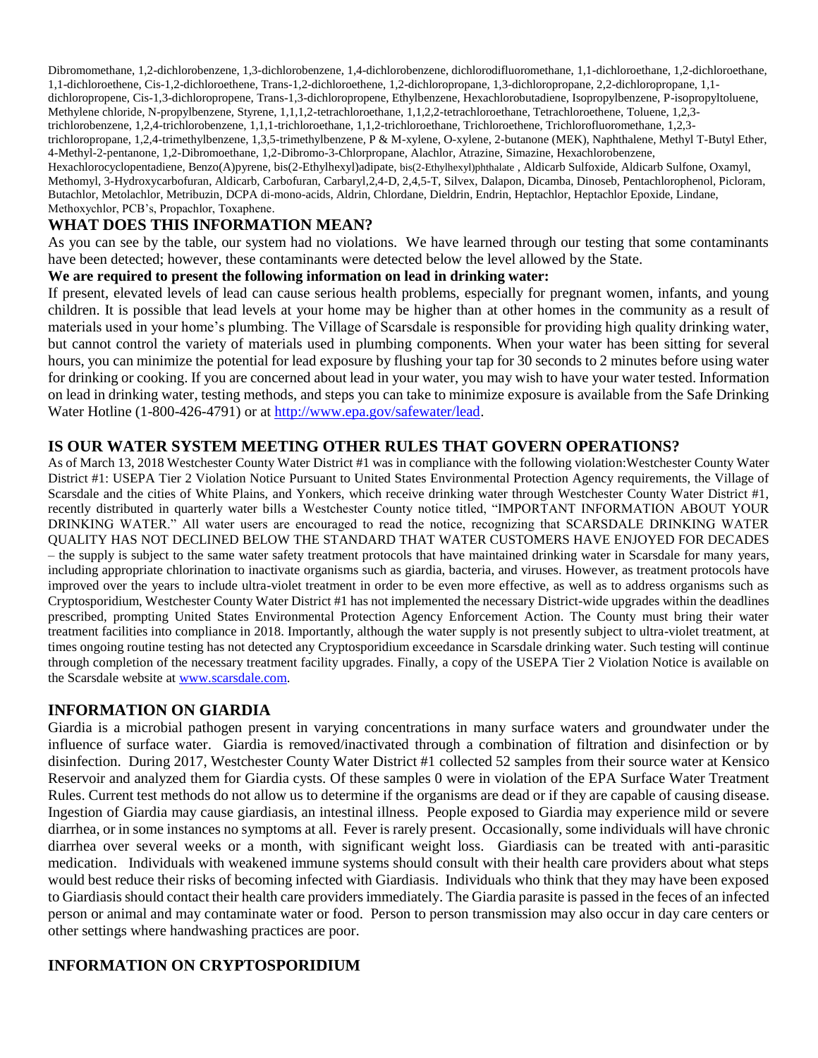Dibromomethane, 1,2-dichlorobenzene, 1,3-dichlorobenzene, 1,4-dichlorobenzene, dichlorodifluoromethane, 1,1-dichloroethane, 1,2-dichloroethane, 1,1-dichloroethene, Cis-1,2-dichloroethene, Trans-1,2-dichloroethene, 1,2-dichloropropane, 1,3-dichloropropane, 2,2-dichloropropane, 1,1-dichloropropene, Cis-1,3-dichloropropene, Trans-1,3-dichloropropene, Ethylbenzene, Hexachlorobutadiene, Isopropylbenzene, P-isopropyltoluene, Methylene chloride, N-propylbenzene, Styrene, 1,1,1,2-tetrachloroethane, 1,1,2,2-tetrachloroethane, Tetrachloroethene, Toluene, 1,2,3-trichlorobenzene, 1,2,4-trichlorobenzene, 1,1,1-trichloroethane, 1,1,2-trichloroethane, Trichloroethene, Trichlorofluoromethane, 1,2,3-trichloropropane, 1,2,4-trimethylbenzene, 1,3,5-trimethylbenzene, P & M-xylene, O-xylene, 2-butanone (MEK), Naphthalene, Methyl T-Butyl Ether, 4-Methyl-2-pentanone, 1,2-Dibromoethane, 1,2-Dibromo-3-Chlorpropane, Alachlor, Atrazine, Simazine, Hexachlorobenzene, Hexachlorocyclopentadiene, Benzo(A)pyrene, bis(2-Ethylhexyl)adipate, bis(2-Ethylhexyl)phthalate , Aldicarb Sulfoxide, Aldicarb Sulfone, Oxamyl, Methomyl, 3-Hydroxycarbofuran, Aldicarb, Carbofuran, Carbaryl,2,4-D, 2,4,5-T, Silvex, Dalapon, Dicamba, Dinoseb, Pentachlorophenol, Picloram, Butachlor, Metolachlor, Metribuzin, DCPA di-mono-acids, Aldrin, Chlordane, Dieldrin, Endrin, Heptachlor, Heptachlor Epoxide, Lindane, Methoxychlor, PCB's, Propachlor, Toxaphene.

## WHAT DOES THIS INFORMATION MEAN?

As you can see by the table, our system had no violations. We have learned through our testing that some contaminants have been detected; however, these contaminants were detected below the level allowed by the State.

**We are required to present the following information on lead in drinking water:**

If present, elevated levels of lead can cause serious health problems, especially for pregnant women, infants, and young children. It is possible that lead levels at your home may be higher than at other homes in the community as a result of materials used in your home's plumbing. The Village of Scarsdale is responsible for providing high quality drinking water, but cannot control the variety of materials used in plumbing components. When your water has been sitting for several hours, you can minimize the potential for lead exposure by flushing your tap for 30 seconds to 2 minutes before using water for drinking or cooking. If you are concerned about lead in your water, you may wish to have your water tested. Information on lead in drinking water, testing methods, and steps you can take to minimize exposure is available from the Safe Drinking Water Hotline (1-800-426-4791) or at http://www.epa.gov/safewater/lead.

## IS OUR WATER SYSTEM MEETING OTHER RULES THAT GOVERN OPERATIONS?

As of March 13, 2018 Westchester County Water District #1 was in compliance with the following violation:Westchester County Water District #1: USEPA Tier 2 Violation Notice Pursuant to United States Environmental Protection Agency requirements, the Village of Scarsdale and the cities of White Plains, and Yonkers, which receive drinking water through Westchester County Water District #1, recently distributed in quarterly water bills a Westchester County notice titled, "IMPORTANT INFORMATION ABOUT YOUR DRINKING WATER." All water users are encouraged to read the notice, recognizing that SCARSDALE DRINKING WATER QUALITY HAS NOT DECLINED BELOW THE STANDARD THAT WATER CUSTOMERS HAVE ENJOYED FOR DECADES – the supply is subject to the same water safety treatment protocols that have maintained drinking water in Scarsdale for many years, including appropriate chlorination to inactivate organisms such as giardia, bacteria, and viruses. However, as treatment protocols have improved over the years to include ultra-violet treatment in order to be even more effective, as well as to address organisms such as Cryptosporidium, Westchester County Water District #1 has not implemented the necessary District-wide upgrades within the deadlines prescribed, prompting United States Environmental Protection Agency Enforcement Action. The County must bring their water treatment facilities into compliance in 2018. Importantly, although the water supply is not presently subject to ultra-violet treatment, at times ongoing routine testing has not detected any Cryptosporidium exceedance in Scarsdale drinking water. Such testing will continue through completion of the necessary treatment facility upgrades. Finally, a copy of the USEPA Tier 2 Violation Notice is available on the Scarsdale website at www.scarsdale.com.

## INFORMATION ON GIARDIA

Giardia is a microbial pathogen present in varying concentrations in many surface waters and groundwater under the influence of surface water. Giardia is removed/inactivated through a combination of filtration and disinfection or by disinfection. During 2017, Westchester County Water District #1 collected 52 samples from their source water at Kensico Reservoir and analyzed them for Giardia cysts. Of these samples 0 were in violation of the EPA Surface Water Treatment Rules. Current test methods do not allow us to determine if the organisms are dead or if they are capable of causing disease. Ingestion of Giardia may cause giardiasis, an intestinal illness. People exposed to Giardia may experience mild or severe diarrhea, or in some instances no symptoms at all. Fever is rarely present. Occasionally, some individuals will have chronic diarrhea over several weeks or a month, with significant weight loss. Giardiasis can be treated with anti-parasitic medication. Individuals with weakened immune systems should consult with their health care providers about what steps would best reduce their risks of becoming infected with Giardiasis. Individuals who think that they may have been exposed to Giardiasis should contact their health care providers immediately. The Giardia parasite is passed in the feces of an infected person or animal and may contaminate water or food. Person to person transmission may also occur in day care centers or other settings where handwashing practices are poor.

## INFORMATION ON CRYPTOSPORIDIUM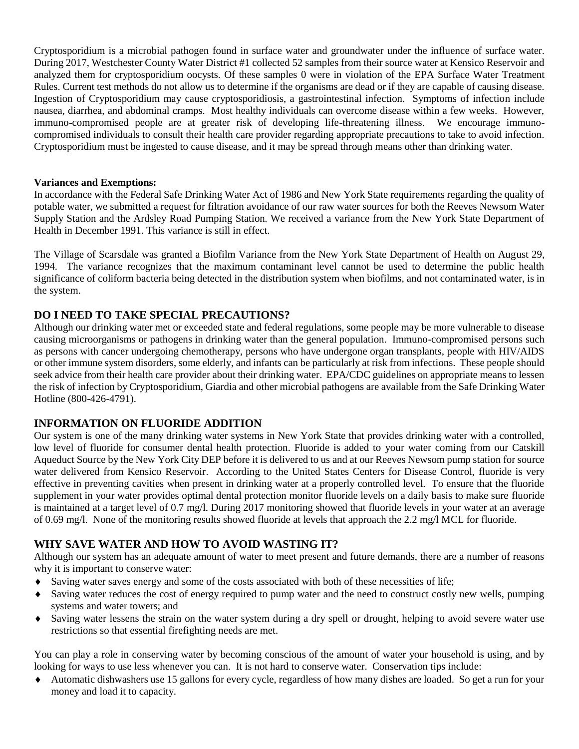Cryptosporidium is a microbial pathogen found in surface water and groundwater under the influence of surface water. During 2017, Westchester County Water District #1 collected 52 samples from their source water at Kensico Reservoir and analyzed them for cryptosporidium oocysts. Of these samples 0 were in violation of the EPA Surface Water Treatment Rules. Current test methods do not allow us to determine if the organisms are dead or if they are capable of causing disease. Ingestion of Cryptosporidium may cause cryptosporidiosis, a gastrointestinal infection. Symptoms of infection include nausea, diarrhea, and abdominal cramps. Most healthy individuals can overcome disease within a few weeks. However, immuno-compromised people are at greater risk of developing life-threatening illness. We encourage immuno-compromised individuals to consult their health care provider regarding appropriate precautions to take to avoid infection. Cryptosporidium must be ingested to cause disease, and it may be spread through means other than drinking water.

**Variances and Exemptions:**

In accordance with the Federal Safe Drinking Water Act of 1986 and New York State requirements regarding the quality of potable water, we submitted a request for filtration avoidance of our raw water sources for both the Reeves Newsom Water Supply Station and the Ardsley Road Pumping Station. We received a variance from the New York State Department of Health in December 1991. This variance is still in effect.

The Village of Scarsdale was granted a Biofilm Variance from the New York State Department of Health on August 29, 1994. The variance recognizes that the maximum contaminant level cannot be used to determine the public health significance of coliform bacteria being detected in the distribution system when biofilms, and not contaminated water, is in the system.

## DO I NEED TO TAKE SPECIAL PRECAUTIONS?

Although our drinking water met or exceeded state and federal regulations, some people may be more vulnerable to disease causing microorganisms or pathogens in drinking water than the general population. Immuno-compromised persons such as persons with cancer undergoing chemotherapy, persons who have undergone organ transplants, people with HIV/AIDS or other immune system disorders, some elderly, and infants can be particularly at risk from infections. These people should seek advice from their health care provider about their drinking water. EPA/CDC guidelines on appropriate means to lessen the risk of infection by Cryptosporidium, Giardia and other microbial pathogens are available from the Safe Drinking Water Hotline (800-426-4791).

## INFORMATION ON FLUORIDE ADDITION

Our system is one of the many drinking water systems in New York State that provides drinking water with a controlled, low level of fluoride for consumer dental health protection. Fluoride is added to your water coming from our Catskill Aqueduct Source by the New York City DEP before it is delivered to us and at our Reeves Newsom pump station for source water delivered from Kensico Reservoir. According to the United States Centers for Disease Control, fluoride is very effective in preventing cavities when present in drinking water at a properly controlled level. To ensure that the fluoride supplement in your water provides optimal dental protection monitor fluoride levels on a daily basis to make sure fluoride is maintained at a target level of 0.7 mg/l. During 2017 monitoring showed that fluoride levels in your water at an average of 0.69 mg/l. None of the monitoring results showed fluoride at levels that approach the 2.2 mg/l MCL for fluoride.

## WHY SAVE WATER AND HOW TO AVOID WASTING IT?

Although our system has an adequate amount of water to meet present and future demands, there are a number of reasons why it is important to conserve water:

- Saving water saves energy and some of the costs associated with both of these necessities of life;
- Saving water reduces the cost of energy required to pump water and the need to construct costly new wells, pumping systems and water towers; and
- Saving water lessens the strain on the water system during a dry spell or drought, helping to avoid severe water use restrictions so that essential firefighting needs are met.

You can play a role in conserving water by becoming conscious of the amount of water your household is using, and by looking for ways to use less whenever you can. It is not hard to conserve water. Conservation tips include:

- Automatic dishwashers use 15 gallons for every cycle, regardless of how many dishes are loaded. So get a run for your money and load it to capacity.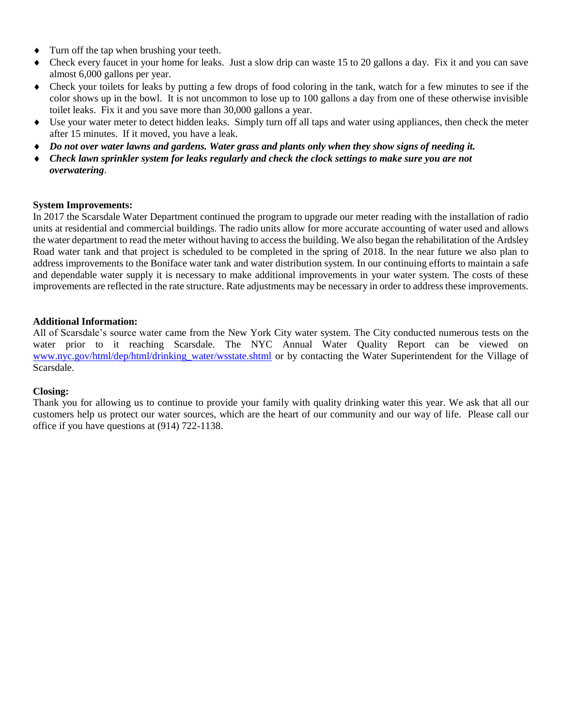- Turn off the tap when brushing your teeth.
- Check every faucet in your home for leaks. Just a slow drip can waste 15 to 20 gallons a day. Fix it and you can save almost 6,000 gallons per year.
- Check your toilets for leaks by putting a few drops of food coloring in the tank, watch for a few minutes to see if the color shows up in the bowl. It is not uncommon to lose up to 100 gallons a day from one of these otherwise invisible toilet leaks. Fix it and you save more than 30,000 gallons a year.
- Use your water meter to detect hidden leaks. Simply turn off all taps and water using appliances, then check the meter after 15 minutes. If it moved, you have a leak.
- ***Do not over water lawns and gardens. Water grass and plants only when they show signs of needing it.***
- ***Check lawn sprinkler system for leaks regularly and check the clock settings to make sure you are not overwatering***.

**System Improvements:**

In 2017 the Scarsdale Water Department continued the program to upgrade our meter reading with the installation of radio units at residential and commercial buildings. The radio units allow for more accurate accounting of water used and allows the water department to read the meter without having to access the building. We also began the rehabilitation of the Ardsley Road water tank and that project is scheduled to be completed in the spring of 2018. In the near future we also plan to address improvements to the Boniface water tank and water distribution system. In our continuing efforts to maintain a safe and dependable water supply it is necessary to make additional improvements in your water system. The costs of these improvements are reflected in the rate structure. Rate adjustments may be necessary in order to address these improvements.

**Additional Information:**

All of Scarsdale's source water came from the New York City water system. The City conducted numerous tests on the water prior to it reaching Scarsdale. The NYC Annual Water Quality Report can be viewed on www.nyc.gov/html/dep/html/drinking_water/wsstate.shtml or by contacting the Water Superintendent for the Village of Scarsdale.

**Closing:**

Thank you for allowing us to continue to provide your family with quality drinking water this year. We ask that all our customers help us protect our water sources, which are the heart of our community and our way of life. Please call our office if you have questions at (914) 722-1138.